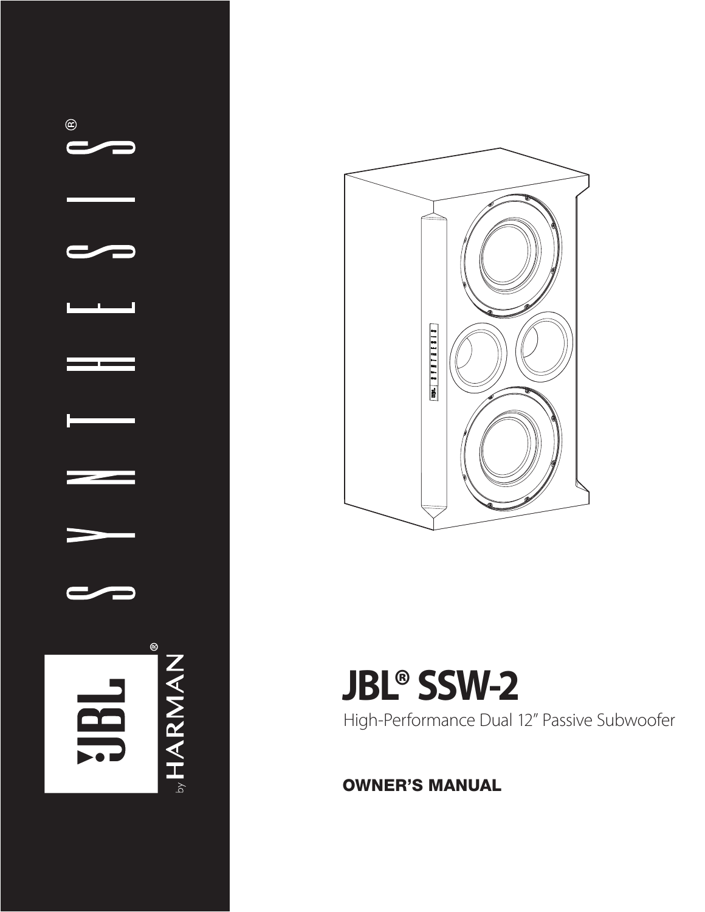# JBL® SSW-2

High-Performance Dual 12" Passive Subwoofer

**OWNER'S MANUAL**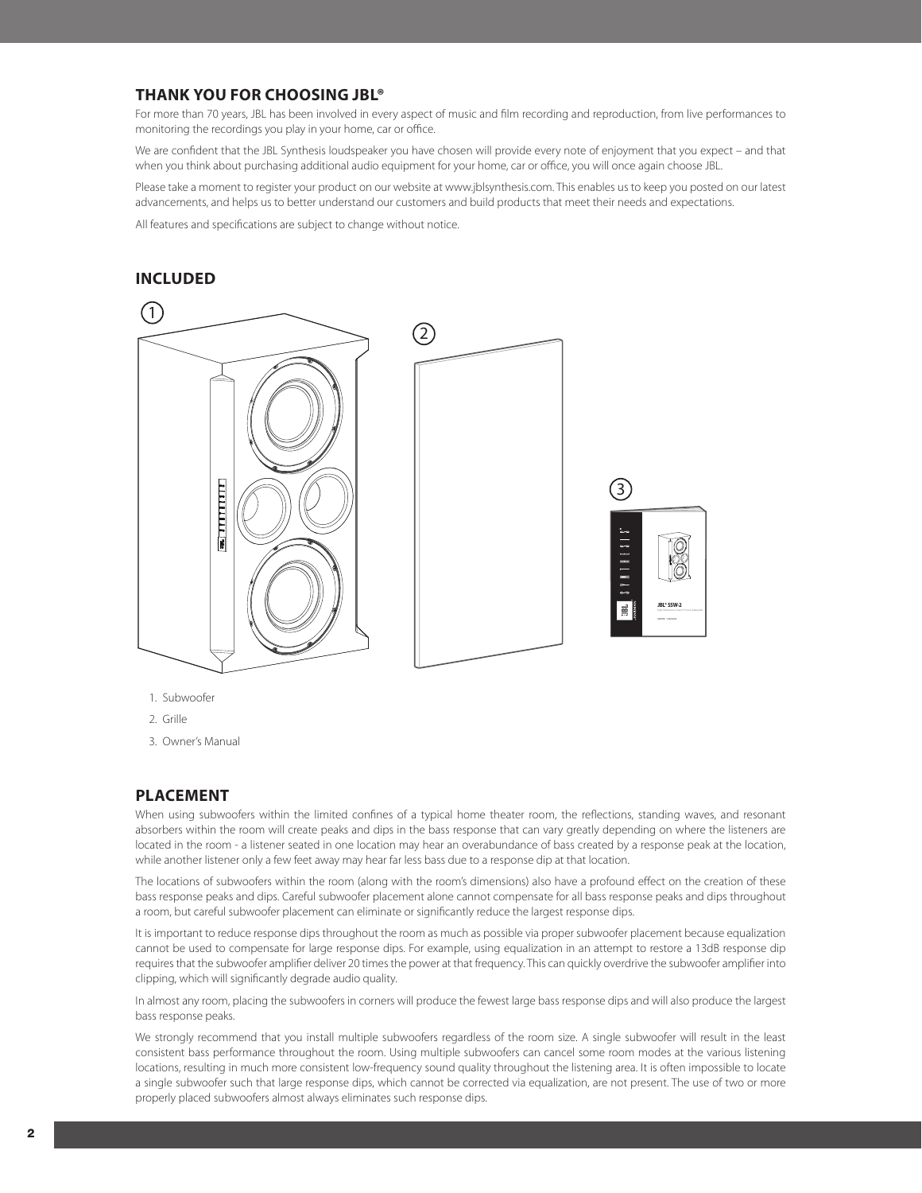## THANK YOU FOR CHOOSING JBL®

For more than 70 years, JBL has been involved in every aspect of music and film recording and reproduction, from live performances to monitoring the recordings you play in your home, car or office.

We are confident that the JBL Synthesis loudspeaker you have chosen will provide every note of enjoyment that you expect – and that when you think about purchasing additional audio equipment for your home, car or office, you will once again choose JBL.

Please take a moment to register your product on our website at www.jblsynthesis.com. This enables us to keep you posted on our latest advancements, and helps us to better understand our customers and build products that meet their needs and expectations.

All features and specifications are subject to change without notice.

## INCLUDED

1. Subwoofer
2. Grille
3. Owner's Manual

## PLACEMENT

When using subwoofers within the limited confines of a typical home theater room, the reflections, standing waves, and resonant absorbers within the room will create peaks and dips in the bass response that can vary greatly depending on where the listeners are located in the room - a listener seated in one location may hear an overabundance of bass created by a response peak at the location, while another listener only a few feet away may hear far less bass due to a response dip at that location.

The locations of subwoofers within the room (along with the room's dimensions) also have a profound effect on the creation of these bass response peaks and dips. Careful subwoofer placement alone cannot compensate for all bass response peaks and dips throughout a room, but careful subwoofer placement can eliminate or significantly reduce the largest response dips.

It is important to reduce response dips throughout the room as much as possible via proper subwoofer placement because equalization cannot be used to compensate for large response dips. For example, using equalization in an attempt to restore a 13dB response dip requires that the subwoofer amplifier deliver 20 times the power at that frequency. This can quickly overdrive the subwoofer amplifier into clipping, which will significantly degrade audio quality.

In almost any room, placing the subwoofers in corners will produce the fewest large bass response dips and will also produce the largest bass response peaks.

We strongly recommend that you install multiple subwoofers regardless of the room size. A single subwoofer will result in the least consistent bass performance throughout the room. Using multiple subwoofers can cancel some room modes at the various listening locations, resulting in much more consistent low-frequency sound quality throughout the listening area. It is often impossible to locate a single subwoofer such that large response dips, which cannot be corrected via equalization, are not present. The use of two or more properly placed subwoofers almost always eliminates such response dips.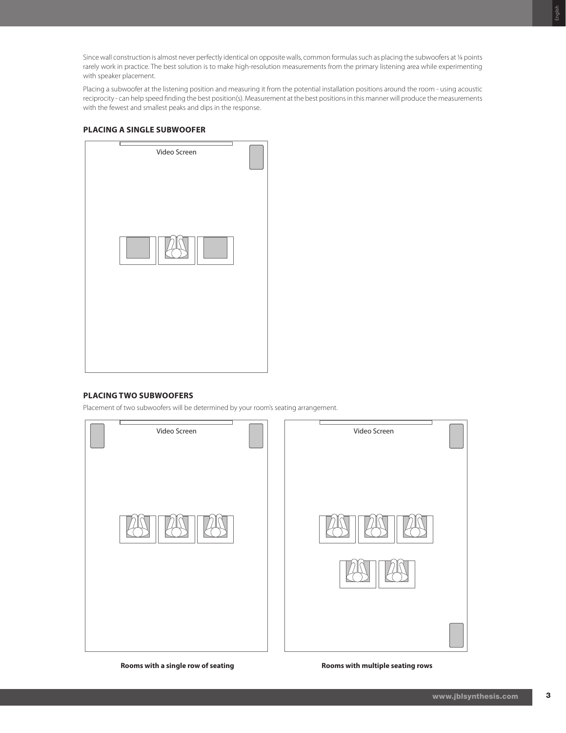Since wall construction is almost never perfectly identical on opposite walls, common formulas such as placing the subwoofers at ¼ points rarely work in practice. The best solution is to make high-resolution measurements from the primary listening area while experimenting with speaker placement.

Placing a subwoofer at the listening position and measuring it from the potential installation positions around the room - using acoustic reciprocity - can help speed finding the best position(s). Measurement at the best positions in this manner will produce the measurements with the fewest and smallest peaks and dips in the response.

### PLACING A SINGLE SUBWOOFER

Video Screen

### PLACING TWO SUBWOOFERS

Placement of two subwoofers will be determined by your room's seating arrangement.

Video Screen

**Rooms with a single row of seating**

Video Screen

**Rooms with multiple seating rows**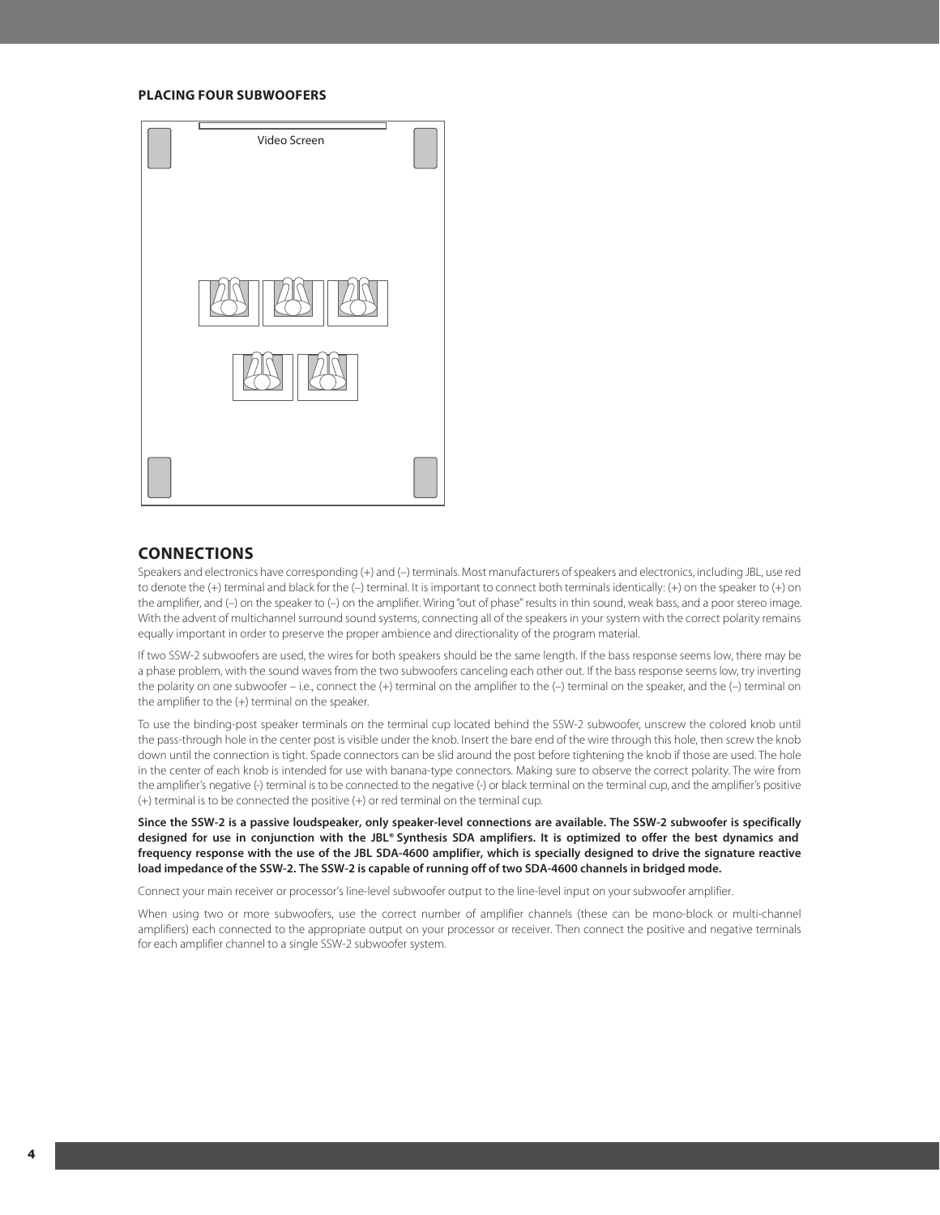### PLACING FOUR SUBWOOFERS

Video Screen

## CONNECTIONS

Speakers and electronics have corresponding (+) and (–) terminals. Most manufacturers of speakers and electronics, including JBL, use red to denote the (+) terminal and black for the (–) terminal. It is important to connect both terminals identically: (+) on the speaker to (+) on the amplifier, and (–) on the speaker to (–) on the amplifier. Wiring "out of phase" results in thin sound, weak bass, and a poor stereo image. With the advent of multichannel surround sound systems, connecting all of the speakers in your system with the correct polarity remains equally important in order to preserve the proper ambience and directionality of the program material.

If two SSW-2 subwoofers are used, the wires for both speakers should be the same length. If the bass response seems low, there may be a phase problem, with the sound waves from the two subwoofers canceling each other out. If the bass response seems low, try inverting the polarity on one subwoofer – i.e., connect the (+) terminal on the amplifier to the (–) terminal on the speaker, and the (–) terminal on the amplifier to the (+) terminal on the speaker.

To use the binding-post speaker terminals on the terminal cup located behind the SSW-2 subwoofer, unscrew the colored knob until the pass-through hole in the center post is visible under the knob. Insert the bare end of the wire through this hole, then screw the knob down until the connection is tight. Spade connectors can be slid around the post before tightening the knob if those are used. The hole in the center of each knob is intended for use with banana-type connectors. Making sure to observe the correct polarity. The wire from the amplifier's negative (-) terminal is to be connected to the negative (-) or black terminal on the terminal cup, and the amplifier's positive (+) terminal is to be connected the positive (+) or red terminal on the terminal cup.

**Since the SSW-2 is a passive loudspeaker, only speaker-level connections are available. The SSW-2 subwoofer is specifically designed for use in conjunction with the JBL® Synthesis SDA amplifiers. It is optimized to offer the best dynamics and frequency response with the use of the JBL SDA-4600 amplifier, which is specially designed to drive the signature reactive load impedance of the SSW-2. The SSW-2 is capable of running off of two SDA-4600 channels in bridged mode.**

Connect your main receiver or processor's line-level subwoofer output to the line-level input on your subwoofer amplifier.

When using two or more subwoofers, use the correct number of amplifier channels (these can be mono-block or multi-channel amplifiers) each connected to the appropriate output on your processor or receiver. Then connect the positive and negative terminals for each amplifier channel to a single SSW-2 subwoofer system.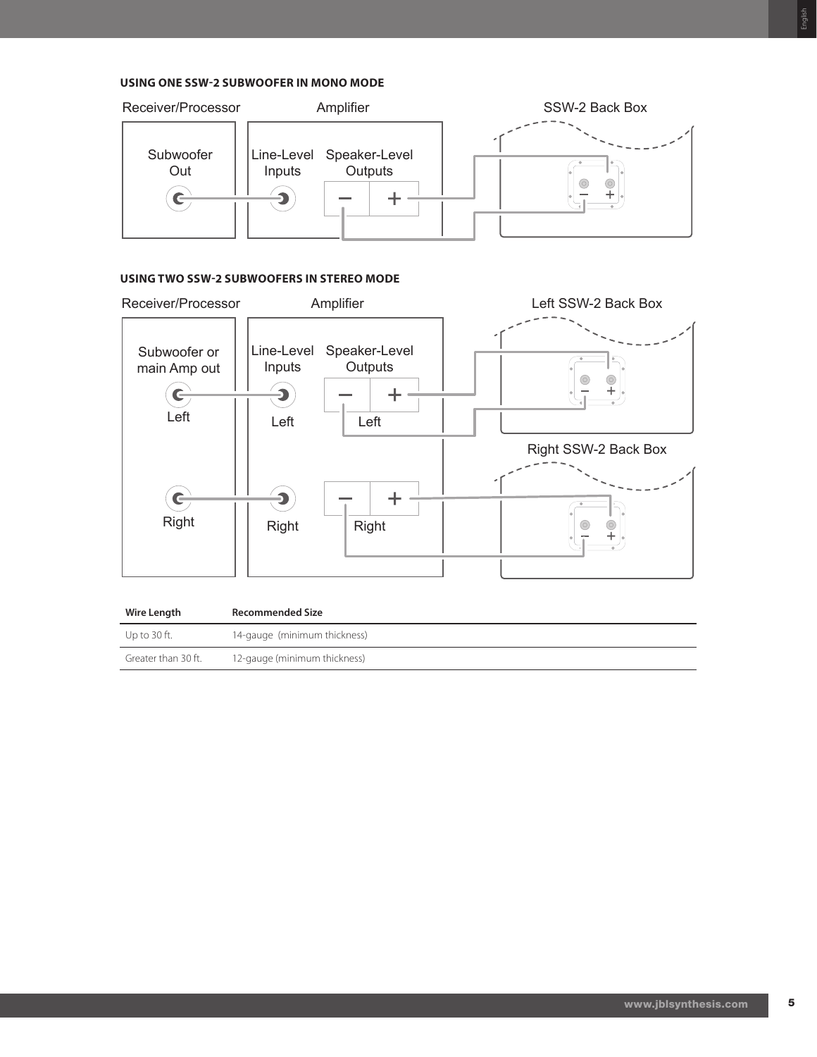### USING ONE SSW-2 SUBWOOFER IN MONO MODE

Receiver/Processor — Subwoofer Out

Amplifier — Line-Level Inputs — Speaker-Level Outputs — +

SSW-2 Back Box — +

### USING TWO SSW-2 SUBWOOFERS IN STEREO MODE

Receiver/Processor — Subwoofer or main Amp out — Left — Right

Amplifier — Line-Level Inputs — Left — Right — Speaker-Level Outputs — Left — Right

Left SSW-2 Back Box

Right SSW-2 Back Box

| Wire Length | Recommended Size |
|---|---|
| Up to 30 ft. | 14-gauge (minimum thickness) |
| Greater than 30 ft. | 12-gauge (minimum thickness) |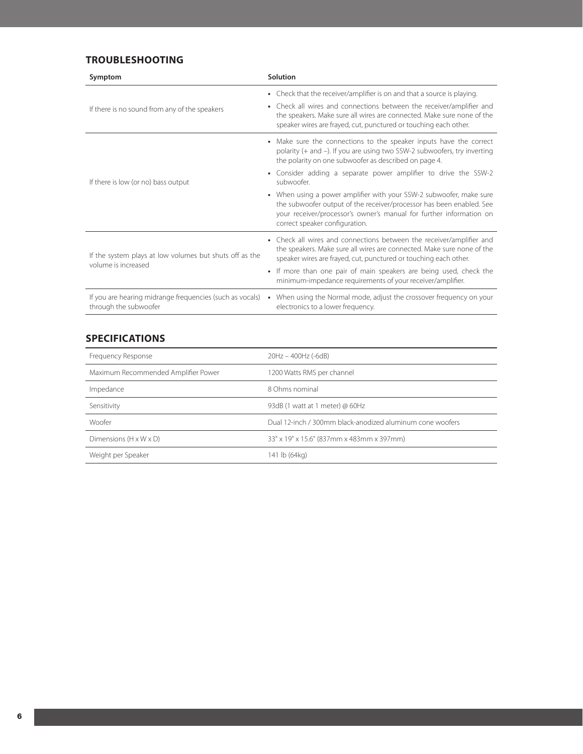## TROUBLESHOOTING

| Symptom | Solution |
| --- | --- |
| If there is no sound from any of the speakers | • Check that the receiver/amplifier is on and that a source is playing.<br>• Check all wires and connections between the receiver/amplifier and the speakers. Make sure all wires are connected. Make sure none of the speaker wires are frayed, cut, punctured or touching each other. |
| If there is low (or no) bass output | • Make sure the connections to the speaker inputs have the correct polarity (+ and –). If you are using two SSW-2 subwoofers, try inverting the polarity on one subwoofer as described on page 4.<br>• Consider adding a separate power amplifier to drive the SSW-2 subwoofer.<br>• When using a power amplifier with your SSW-2 subwoofer, make sure the subwoofer output of the receiver/processor has been enabled. See your receiver/processor's owner's manual for further information on correct speaker configuration. |
| If the system plays at low volumes but shuts off as the volume is increased | • Check all wires and connections between the receiver/amplifier and the speakers. Make sure all wires are connected. Make sure none of the speaker wires are frayed, cut, punctured or touching each other.<br>• If more than one pair of main speakers are being used, check the minimum-impedance requirements of your receiver/amplifier. |
| If you are hearing midrange frequencies (such as vocals) through the subwoofer | • When using the Normal mode, adjust the crossover frequency on your electronics to a lower frequency. |

## SPECIFICATIONS

| | |
| --- | --- |
| Frequency Response | 20Hz – 400Hz (-6dB) |
| Maximum Recommended Amplifier Power | 1200 Watts RMS per channel |
| Impedance | 8 Ohms nominal |
| Sensitivity | 93dB (1 watt at 1 meter) @ 60Hz |
| Woofer | Dual 12-inch / 300mm black-anodized aluminum cone woofers |
| Dimensions (H x W x D) | 33" x 19" x 15.6" (837mm x 483mm x 397mm) |
| Weight per Speaker | 141 lb (64kg) |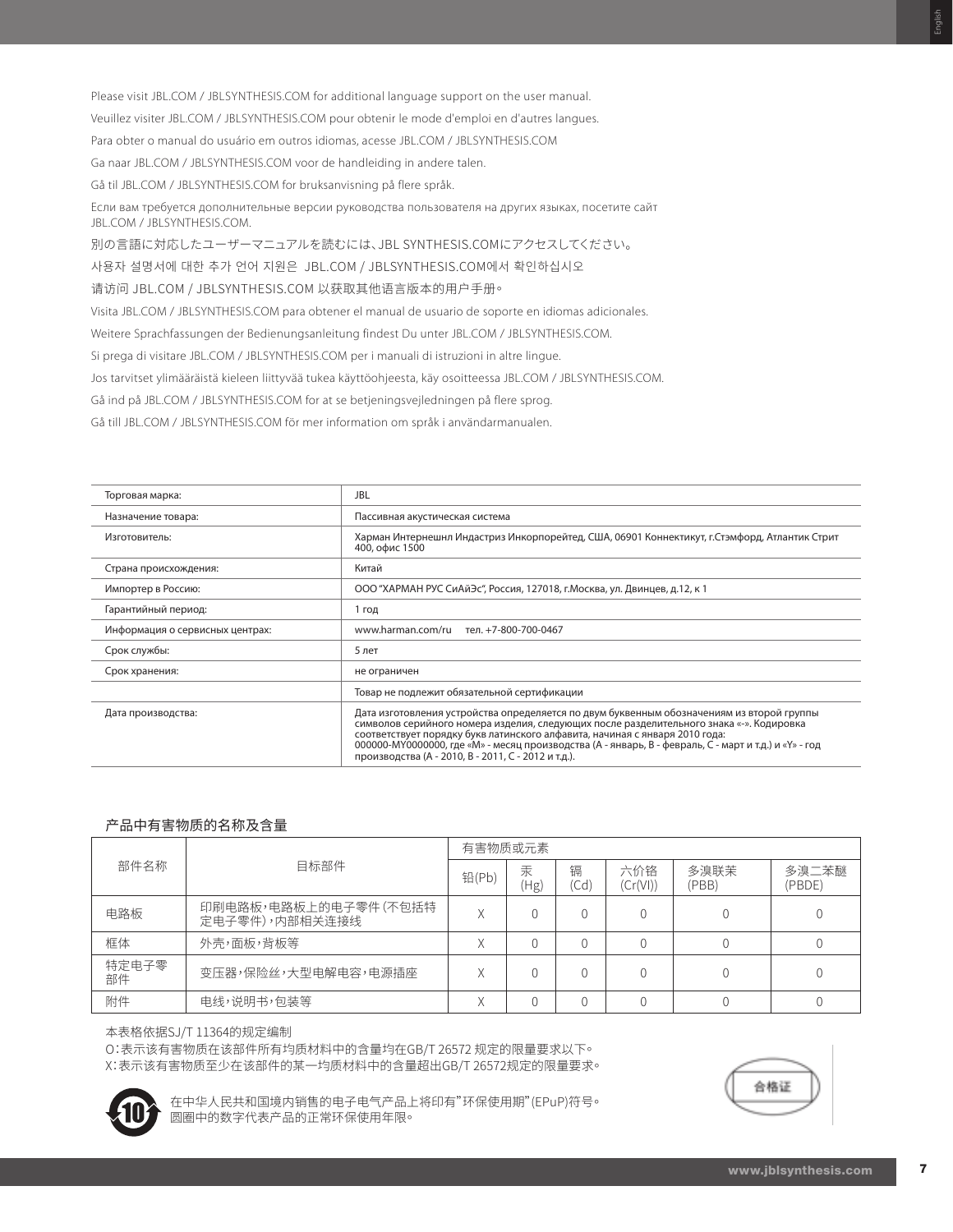Please visit JBL.COM / JBLSYNTHESIS.COM for additional language support on the user manual.

Veuillez visiter JBL.COM / JBLSYNTHESIS.COM pour obtenir le mode d'emploi en d'autres langues.

Para obter o manual do usuário em outros idiomas, acesse JBL.COM / JBLSYNTHESIS.COM

Ga naar JBL.COM / JBLSYNTHESIS.COM voor de handleiding in andere talen.

Gå til JBL.COM / JBLSYNTHESIS.COM for bruksanvisning på flere språk.

Если вам требуется дополнительные версии руководства пользователя на других языках, посетите сайт JBL.COM / JBLSYNTHESIS.COM.

別の言語に対応したユーザーマニュアルを読むには、JBL SYNTHESIS.COMにアクセスしてください。

사용자 설명서에 대한 추가 언어 지원은 JBL.COM / JBLSYNTHESIS.COM에서 확인하십시오

请访问 JBL.COM / JBLSYNTHESIS.COM 以获取其他语言版本的用户手册。

Visita JBL.COM / JBLSYNTHESIS.COM para obtener el manual de usuario de soporte en idiomas adicionales.

Weitere Sprachfassungen der Bedienungsanleitung findest Du unter JBL.COM / JBLSYNTHESIS.COM.

Si prega di visitare JBL.COM / JBLSYNTHESIS.COM per i manuali di istruzioni in altre lingue.

Jos tarvitset ylimääräistä kieleen liittyvää tukea käyttöohjeesta, käy osoitteessa JBL.COM / JBLSYNTHESIS.COM.

Gå ind på JBL.COM / JBLSYNTHESIS.COM for at se betjeningsvejledningen på flere sprog.

Gå till JBL.COM / JBLSYNTHESIS.COM för mer information om språk i användarmanualen.

| Торговая марка: | JBL |
|---|---|
| Назначение товара: | Пассивная акустическая система |
| Изготовитель: | Харман Интернешнл Индастриз Инкорпорейтед, США, 06901 Коннектикут, г.Стэмфорд, Атлантик Стрит 400, офис 1500 |
| Страна происхождения: | Китай |
| Импортер в Россию: | ООО "ХАРМАН РУС СиАйЭс", Россия, 127018, г.Москва, ул. Двинцев, д.12, к 1 |
| Гарантийный период: | 1 год |
| Информация о сервисных центрах: | www.harman.com/ru тел. +7-800-700-0467 |
| Срок службы: | 5 лет |
| Срок хранения: | не ограничен |
| | Товар не подлежит обязательной сертификации |
| Дата производства: | Дата изготовления устройства определяется по двум буквенным обозначениям из второй группы символов серийного номера изделия, следующих после разделительного знака «-». Кодировка соответствует порядку букв латинского алфавита, начиная с января 2010 года: 000000-MY0000000, где «M» - месяц производства (А - январь, В - февраль, С - март и т.д.) и «Y» - год производства (А - 2010, В - 2011, С - 2012 и т.д.). |

## 产品中有害物质的名称及含量

| 部件名称 | 目标部件 | 有害物质或元素 | | | | | |
|---|---|---|---|---|---|---|---|
| | | 铅(Pb) | 汞(Hg) | 镉(Cd) | 六价铬(Cr(VI)) | 多溴联苯(PBB) | 多溴二苯醚(PBDE) |
| 电路板 | 印刷电路板，电路板上的电子零件（不包括特定电子零件），内部相关连接线 | X | O | O | O | O | O |
| 框体 | 外壳，面板，背板等 | X | O | O | O | O | O |
| 特定电子零部件 | 变压器，保险丝，大型电解电容，电源插座 | X | O | O | O | O | O |
| 附件 | 电线，说明书，包装等 | X | O | O | O | O | O |

本表格依据SJ/T 11364的规定编制

O：表示该有害物质在该部件所有均质材料中的含量均在GB/T 26572 规定的限量要求以下。

X：表示该有害物质至少在该部件的某一均质材料中的含量超出GB/T 26572规定的限量要求。

在中华人民共和国境内销售的电子电气产品上将印有"环保使用期"(EPuP)符号。圆圈中的数字代表产品的正常环保使用年限。

合格证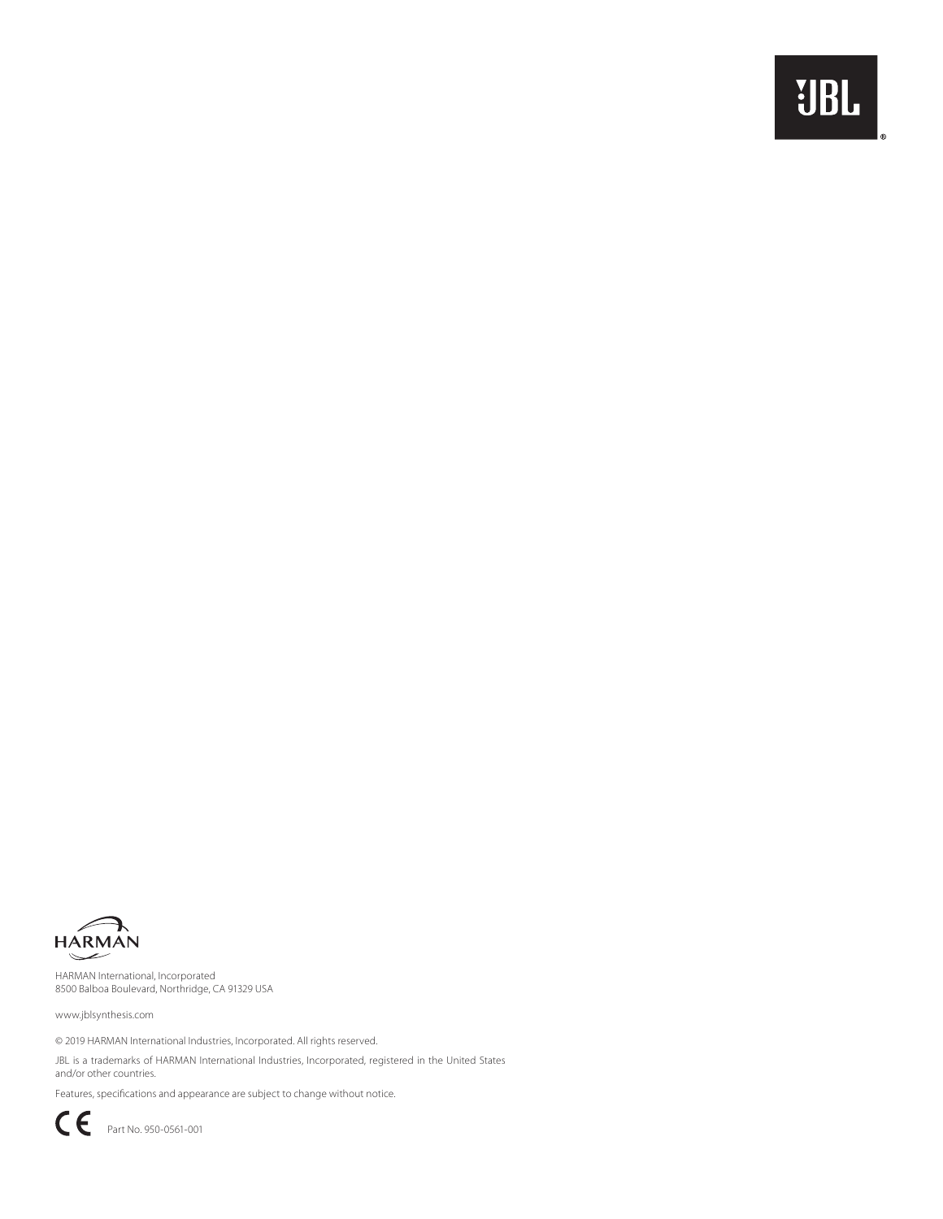HARMAN International, Incorporated
8500 Balboa Boulevard, Northridge, CA 91329 USA

www.jblsynthesis.com

© 2019 HARMAN International Industries, Incorporated. All rights reserved.

JBL is a trademarks of HARMAN International Industries, Incorporated, registered in the United States and/or other countries.

Features, specifications and appearance are subject to change without notice.

Part No. 950-0561-001